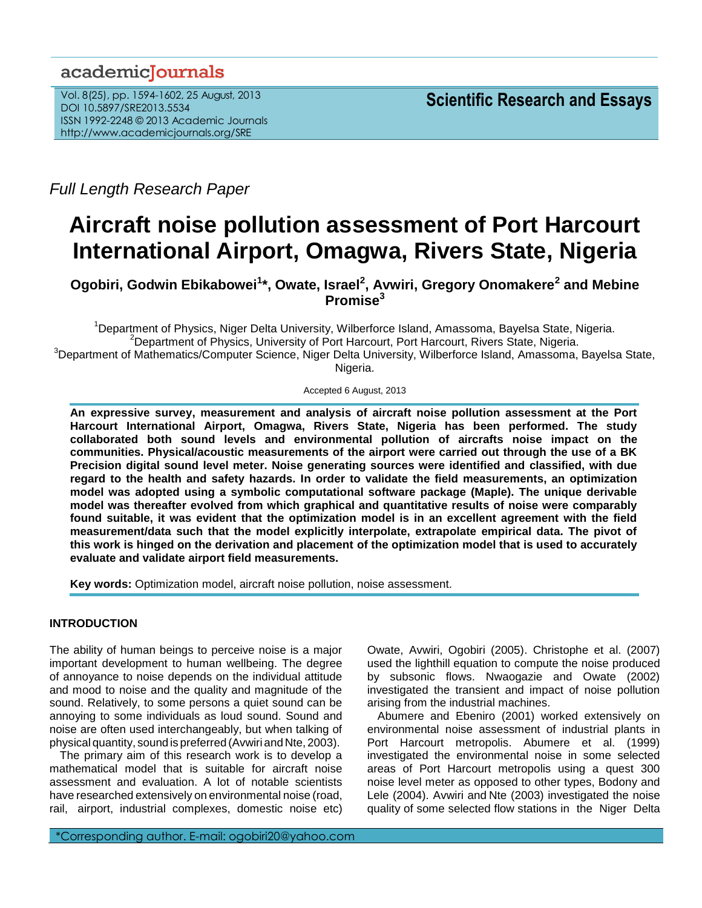*Full Length Research Paper*

# Aircraft noise pollution assessment of Port Harcourt International Airport, Omagwa, Rivers State, Nigeria

**Ogobiri, Godwin Ebikabowei[1]*, Owate, Israel[2], Avwiri, Gregory Onomakere[2] and Mebine Promise[3]**

[1]Department of Physics, Niger Delta University, Wilberforce Island, Amassoma, Bayelsa State, Nigeria.
[2]Department of Physics, University of Port Harcourt, Port Harcourt, Rivers State, Nigeria.
[3]Department of Mathematics/Computer Science, Niger Delta University, Wilberforce Island, Amassoma, Bayelsa State, Nigeria.

Accepted 6 August, 2013

**An expressive survey, measurement and analysis of aircraft noise pollution assessment at the Port Harcourt International Airport, Omagwa, Rivers State, Nigeria has been performed. The study collaborated both sound levels and environmental pollution of aircrafts noise impact on the communities. Physical/acoustic measurements of the airport were carried out through the use of a BK Precision digital sound level meter. Noise generating sources were identified and classified, with due regard to the health and safety hazards. In order to validate the field measurements, an optimization model was adopted using a symbolic computational software package (Maple). The unique derivable model was thereafter evolved from which graphical and quantitative results of noise were comparably found suitable, it was evident that the optimization model is in an excellent agreement with the field measurement/data such that the model explicitly interpolate, extrapolate empirical data. The pivot of this work is hinged on the derivation and placement of the optimization model that is used to accurately evaluate and validate airport field measurements.**

**Key words:** Optimization model, aircraft noise pollution, noise assessment.

## INTRODUCTION

The ability of human beings to perceive noise is a major important development to human wellbeing. The degree of annoyance to noise depends on the individual attitude and mood to noise and the quality and magnitude of the sound. Relatively, to some persons a quiet sound can be annoying to some individuals as loud sound. Sound and noise are often used interchangeably, but when talking of physical quantity, sound is preferred (Avwiri and Nte, 2003).

The primary aim of this research work is to develop a mathematical model that is suitable for aircraft noise assessment and evaluation. A lot of notable scientists have researched extensively on environmental noise (road, rail, airport, industrial complexes, domestic noise etc) Owate, Avwiri, Ogobiri (2005). Christophe et al. (2007) used the lighthill equation to compute the noise produced by subsonic flows. Nwaogazie and Owate (2002) investigated the transient and impact of noise pollution arising from the industrial machines.

Abumere and Ebeniro (2001) worked extensively on environmental noise assessment of industrial plants in Port Harcourt metropolis. Abumere et al. (1999) investigated the environmental noise in some selected areas of Port Harcourt metropolis using a quest 300 noise level meter as opposed to other types, Bodony and Lele (2004). Avwiri and Nte (2003) investigated the noise quality of some selected flow stations in the Niger Delta

*Corresponding author. E-mail: ogobiri20@yahoo.com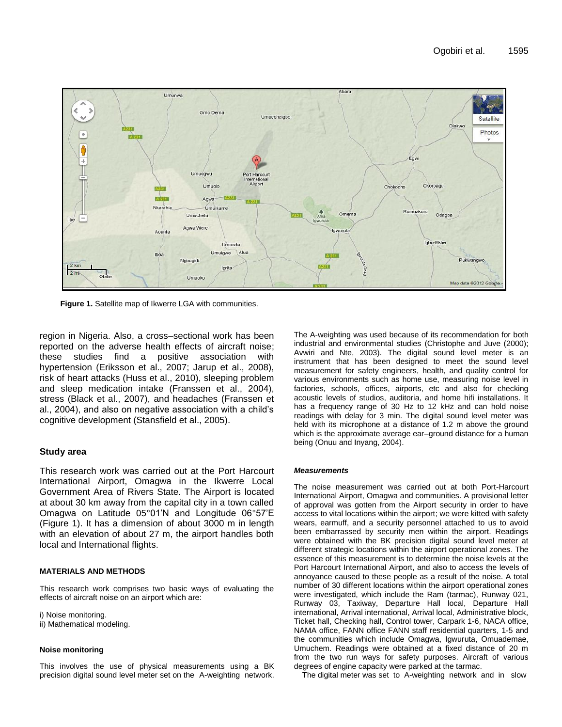Figure 1. Satellite map of Ikwerre LGA with communities.

region in Nigeria. Also, a cross–sectional work has been reported on the adverse health effects of aircraft noise; these studies find a positive association with hypertension (Eriksson et al., 2007; Jarup et al., 2008), risk of heart attacks (Huss et al., 2010), sleeping problem and sleep medication intake (Franssen et al., 2004), stress (Black et al., 2007), and headaches (Franssen et al., 2004), and also on negative association with a child's cognitive development (Stansfield et al., 2005).

## Study area

This research work was carried out at the Port Harcourt International Airport, Omagwa in the Ikwerre Local Government Area of Rivers State. The Airport is located at about 30 km away from the capital city in a town called Omagwa on Latitude 05°01'N and Longitude 06°57'E (Figure 1). It has a dimension of about 3000 m in length with an elevation of about 27 m, the airport handles both local and International flights.

## MATERIALS AND METHODS

This research work comprises two basic ways of evaluating the effects of aircraft noise on an airport which are:

i) Noise monitoring.
ii) Mathematical modeling.

### Noise monitoring

This involves the use of physical measurements using a BK precision digital sound level meter set on the A-weighting network. The A-weighting was used because of its recommendation for both industrial and environmental studies (Christophe and Juve (2000); Avwiri and Nte, 2003). The digital sound level meter is an instrument that has been designed to meet the sound level measurement for safety engineers, health, and quality control for various environments such as home use, measuring noise level in factories, schools, offices, airports, etc and also for checking acoustic levels of studios, auditoria, and home hifi installations. It has a frequency range of 30 Hz to 12 kHz and can hold noise readings with delay for 3 min. The digital sound level meter was held with its microphone at a distance of 1.2 m above the ground which is the approximate average ear–ground distance for a human being (Onuu and Inyang, 2004).

#### *Measurements*

The noise measurement was carried out at both Port-Harcourt International Airport, Omagwa and communities. A provisional letter of approval was gotten from the Airport security in order to have access to vital locations within the airport; we were kitted with safety wears, earmuff, and a security personnel attached to us to avoid been embarrassed by security men within the airport. Readings were obtained with the BK precision digital sound level meter at different strategic locations within the airport operational zones. The essence of this measurement is to determine the noise levels at the Port Harcourt International Airport, and also to access the levels of annoyance caused to these people as a result of the noise. A total number of 30 different locations within the airport operational zones were investigated, which include the Ram (tarmac), Runway 021, Runway 03, Taxiway, Departure Hall local, Departure Hall international, Arrival international, Arrival local, Administrative block, Ticket hall, Checking hall, Control tower, Carpark 1-6, NACA office, NAMA office, FANN office FANN staff residential quarters, 1-5 and the communities which include Omagwa, Igwuruta, Omuademae, Umuchem. Readings were obtained at a fixed distance of 20 m from the two run ways for safety purposes. Aircraft of various degrees of engine capacity were parked at the tarmac.

The digital meter was set to A-weighting network and in slow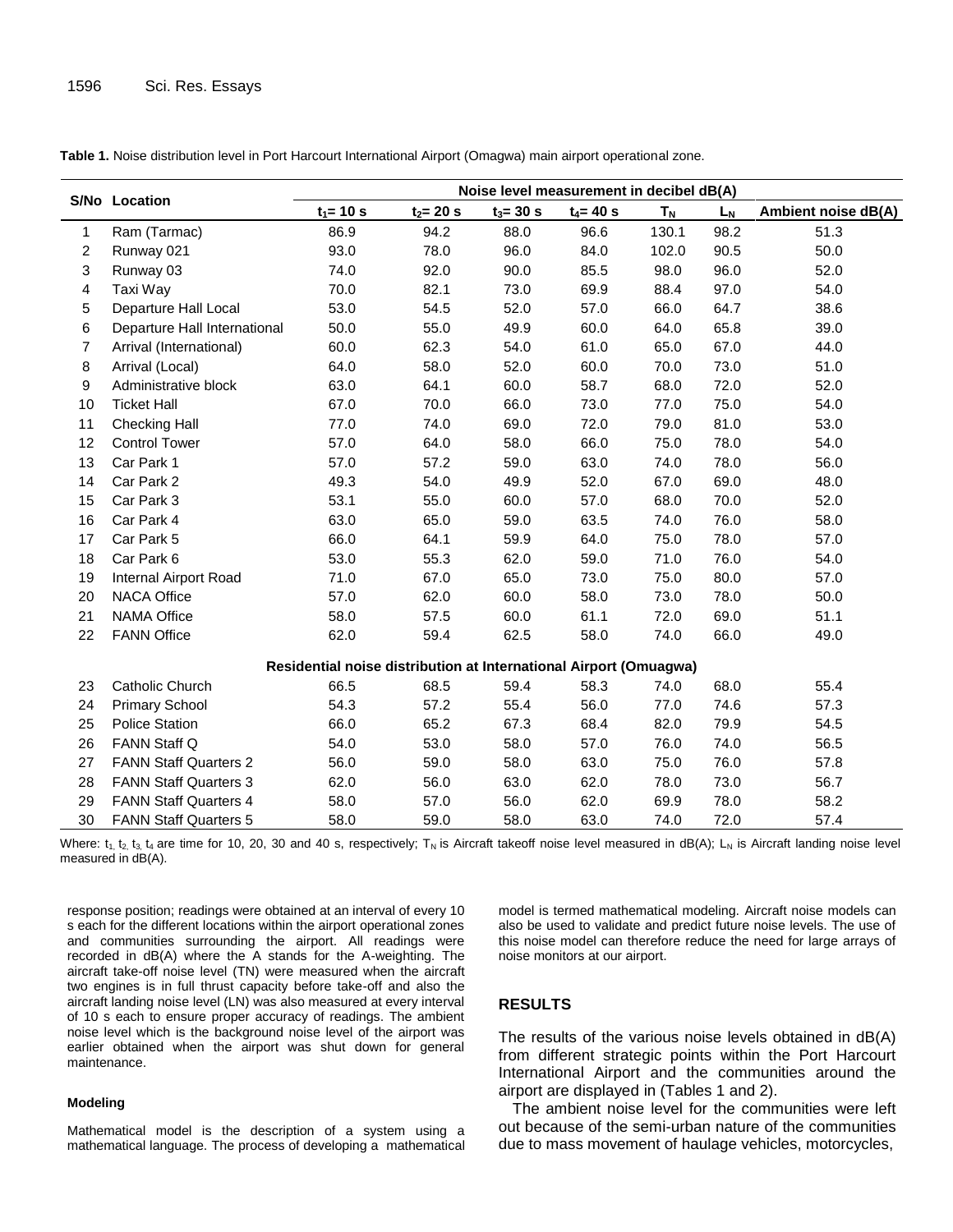**Table 1.** Noise distribution level in Port Harcourt International Airport (Omagwa) main airport operational zone.

| S/No | Location | Noise level measurement in decibel dB(A) | | | | | | |
|---|---|---|---|---|---|---|---|---|
| | | $t_1$= 10 s | $t_2$= 20 s | $t_3$= 30 s | $t_4$= 40 s | $T_N$ | $L_N$ | Ambient noise dB(A) |
| 1 | Ram (Tarmac) | 86.9 | 94.2 | 88.0 | 96.6 | 130.1 | 98.2 | 51.3 |
| 2 | Runway 021 | 93.0 | 78.0 | 96.0 | 84.0 | 102.0 | 90.5 | 50.0 |
| 3 | Runway 03 | 74.0 | 92.0 | 90.0 | 85.5 | 98.0 | 96.0 | 52.0 |
| 4 | Taxi Way | 70.0 | 82.1 | 73.0 | 69.9 | 88.4 | 97.0 | 54.0 |
| 5 | Departure Hall Local | 53.0 | 54.5 | 52.0 | 57.0 | 66.0 | 64.7 | 38.6 |
| 6 | Departure Hall International | 50.0 | 55.0 | 49.9 | 60.0 | 64.0 | 65.8 | 39.0 |
| 7 | Arrival (International) | 60.0 | 62.3 | 54.0 | 61.0 | 65.0 | 67.0 | 44.0 |
| 8 | Arrival (Local) | 64.0 | 58.0 | 52.0 | 60.0 | 70.0 | 73.0 | 51.0 |
| 9 | Administrative block | 63.0 | 64.1 | 60.0 | 58.7 | 68.0 | 72.0 | 52.0 |
| 10 | Ticket Hall | 67.0 | 70.0 | 66.0 | 73.0 | 77.0 | 75.0 | 54.0 |
| 11 | Checking Hall | 77.0 | 74.0 | 69.0 | 72.0 | 79.0 | 81.0 | 53.0 |
| 12 | Control Tower | 57.0 | 64.0 | 58.0 | 66.0 | 75.0 | 78.0 | 54.0 |
| 13 | Car Park 1 | 57.0 | 57.2 | 59.0 | 63.0 | 74.0 | 78.0 | 56.0 |
| 14 | Car Park 2 | 49.3 | 54.0 | 49.9 | 52.0 | 67.0 | 69.0 | 48.0 |
| 15 | Car Park 3 | 53.1 | 55.0 | 60.0 | 57.0 | 68.0 | 70.0 | 52.0 |
| 16 | Car Park 4 | 63.0 | 65.0 | 59.0 | 63.5 | 74.0 | 76.0 | 58.0 |
| 17 | Car Park 5 | 66.0 | 64.1 | 59.9 | 64.0 | 75.0 | 78.0 | 57.0 |
| 18 | Car Park 6 | 53.0 | 55.3 | 62.0 | 59.0 | 71.0 | 76.0 | 54.0 |
| 19 | Internal Airport Road | 71.0 | 67.0 | 65.0 | 73.0 | 75.0 | 80.0 | 57.0 |
| 20 | NACA Office | 57.0 | 62.0 | 60.0 | 58.0 | 73.0 | 78.0 | 50.0 |
| 21 | NAMA Office | 58.0 | 57.5 | 60.0 | 61.1 | 72.0 | 69.0 | 51.1 |
| 22 | FANN Office | 62.0 | 59.4 | 62.5 | 58.0 | 74.0 | 66.0 | 49.0 |
| | Residential noise distribution at International Airport (Omuagwa) | | | | | | | |
| 23 | Catholic Church | 66.5 | 68.5 | 59.4 | 58.3 | 74.0 | 68.0 | 55.4 |
| 24 | Primary School | 54.3 | 57.2 | 55.4 | 56.0 | 77.0 | 74.6 | 57.3 |
| 25 | Police Station | 66.0 | 65.2 | 67.3 | 68.4 | 82.0 | 79.9 | 54.5 |
| 26 | FANN Staff Q | 54.0 | 53.0 | 58.0 | 57.0 | 76.0 | 74.0 | 56.5 |
| 27 | FANN Staff Quarters 2 | 56.0 | 59.0 | 58.0 | 63.0 | 75.0 | 76.0 | 57.8 |
| 28 | FANN Staff Quarters 3 | 62.0 | 56.0 | 63.0 | 62.0 | 78.0 | 73.0 | 56.7 |
| 29 | FANN Staff Quarters 4 | 58.0 | 57.0 | 56.0 | 62.0 | 69.9 | 78.0 | 58.2 |
| 30 | FANN Staff Quarters 5 | 58.0 | 59.0 | 58.0 | 63.0 | 74.0 | 72.0 | 57.4 |

Where: $t_1$, $t_2$, $t_3$, $t_4$ are time for 10, 20, 30 and 40 s, respectively; $T_N$ is Aircraft takeoff noise level measured in dB(A); $L_N$ is Aircraft landing noise level measured in dB(A).

response position; readings were obtained at an interval of every 10 s each for the different locations within the airport operational zones and communities surrounding the airport. All readings were recorded in dB(A) where the A stands for the A-weighting. The aircraft take-off noise level (TN) were measured when the aircraft two engines is in full thrust capacity before take-off and also the aircraft landing noise level (LN) was also measured at every interval of 10 s each to ensure proper accuracy of readings. The ambient noise level which is the background noise level of the airport was earlier obtained when the airport was shut down for general maintenance.

#### Modeling

Mathematical model is the description of a system using a mathematical language. The process of developing a mathematical model is termed mathematical modeling. Aircraft noise models can also be used to validate and predict future noise levels. The use of this noise model can therefore reduce the need for large arrays of noise monitors at our airport.

## RESULTS

The results of the various noise levels obtained in dB(A) from different strategic points within the Port Harcourt International Airport and the communities around the airport are displayed in (Tables 1 and 2).

The ambient noise level for the communities were left out because of the semi-urban nature of the communities due to mass movement of haulage vehicles, motorcycles,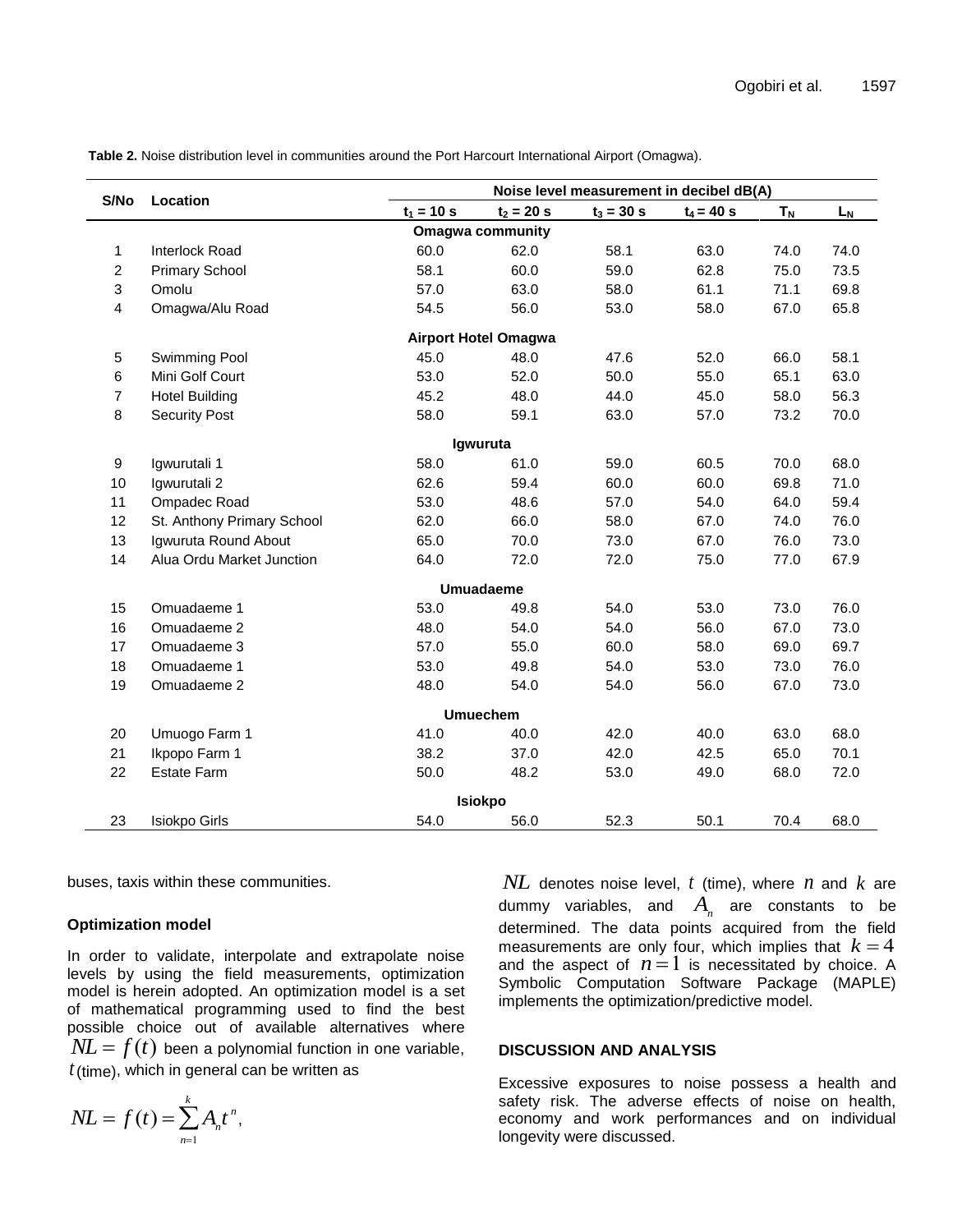**Table 2.** Noise distribution level in communities around the Port Harcourt International Airport (Omagwa).

| S/No | Location | Noise level measurement in decibel dB(A) | | | | | |
|---|---|---|---|---|---|---|---|
| | | $t_1$ = 10 s | $t_2$ = 20 s | $t_3$ = 30 s | $t_4$ = 40 s | $T_N$ | $L_N$ |
| | **Omagwa community** | | | | | | |
| 1 | Interlock Road | 60.0 | 62.0 | 58.1 | 63.0 | 74.0 | 74.0 |
| 2 | Primary School | 58.1 | 60.0 | 59.0 | 62.8 | 75.0 | 73.5 |
| 3 | Omolu | 57.0 | 63.0 | 58.0 | 61.1 | 71.1 | 69.8 |
| 4 | Omagwa/Alu Road | 54.5 | 56.0 | 53.0 | 58.0 | 67.0 | 65.8 |
| | **Airport Hotel Omagwa** | | | | | | |
| 5 | Swimming Pool | 45.0 | 48.0 | 47.6 | 52.0 | 66.0 | 58.1 |
| 6 | Mini Golf Court | 53.0 | 52.0 | 50.0 | 55.0 | 65.1 | 63.0 |
| 7 | Hotel Building | 45.2 | 48.0 | 44.0 | 45.0 | 58.0 | 56.3 |
| 8 | Security Post | 58.0 | 59.1 | 63.0 | 57.0 | 73.2 | 70.0 |
| | **Igwuruta** | | | | | | |
| 9 | Igwurutali 1 | 58.0 | 61.0 | 59.0 | 60.5 | 70.0 | 68.0 |
| 10 | Igwurutali 2 | 62.6 | 59.4 | 60.0 | 60.0 | 69.8 | 71.0 |
| 11 | Ompadec Road | 53.0 | 48.6 | 57.0 | 54.0 | 64.0 | 59.4 |
| 12 | St. Anthony Primary School | 62.0 | 66.0 | 58.0 | 67.0 | 74.0 | 76.0 |
| 13 | Igwuruta Round About | 65.0 | 70.0 | 73.0 | 67.0 | 76.0 | 73.0 |
| 14 | Alua Ordu Market Junction | 64.0 | 72.0 | 72.0 | 75.0 | 77.0 | 67.9 |
| | **Umuadaeme** | | | | | | |
| 15 | Omuadaeme 1 | 53.0 | 49.8 | 54.0 | 53.0 | 73.0 | 76.0 |
| 16 | Omuadaeme 2 | 48.0 | 54.0 | 54.0 | 56.0 | 67.0 | 73.0 |
| 17 | Omuadaeme 3 | 57.0 | 55.0 | 60.0 | 58.0 | 69.0 | 69.7 |
| 18 | Omuadaeme 1 | 53.0 | 49.8 | 54.0 | 53.0 | 73.0 | 76.0 |
| 19 | Omuadaeme 2 | 48.0 | 54.0 | 54.0 | 56.0 | 67.0 | 73.0 |
| | **Umuechem** | | | | | | |
| 20 | Umuogo Farm 1 | 41.0 | 40.0 | 42.0 | 40.0 | 63.0 | 68.0 |
| 21 | Ikpopo Farm 1 | 38.2 | 37.0 | 42.0 | 42.5 | 65.0 | 70.1 |
| 22 | Estate Farm | 50.0 | 48.2 | 53.0 | 49.0 | 68.0 | 72.0 |
| | **Isiokpo** | | | | | | |
| 23 | Isiokpo Girls | 54.0 | 56.0 | 52.3 | 50.1 | 70.4 | 68.0 |

buses, taxis within these communities.

### Optimization model

In order to validate, interpolate and extrapolate noise levels by using the field measurements, optimization model is herein adopted. An optimization model is a set of mathematical programming used to find the best possible choice out of available alternatives where $NL = f(t)$ been a polynomial function in one variable, $t$ (time), which in general can be written as

$$NL = f(t) = \sum_{n=1}^{k} A_n t^n,$$

$NL$ denotes noise level, $t$ (time), where $n$ and $k$ are dummy variables, and $A_n$ are constants to be determined. The data points acquired from the field measurements are only four, which implies that $k = 4$ and the aspect of $n = 1$ is necessitated by choice. A Symbolic Computation Software Package (MAPLE) implements the optimization/predictive model.

## DISCUSSION AND ANALYSIS

Excessive exposures to noise possess a health and safety risk. The adverse effects of noise on health, economy and work performances and on individual longevity were discussed.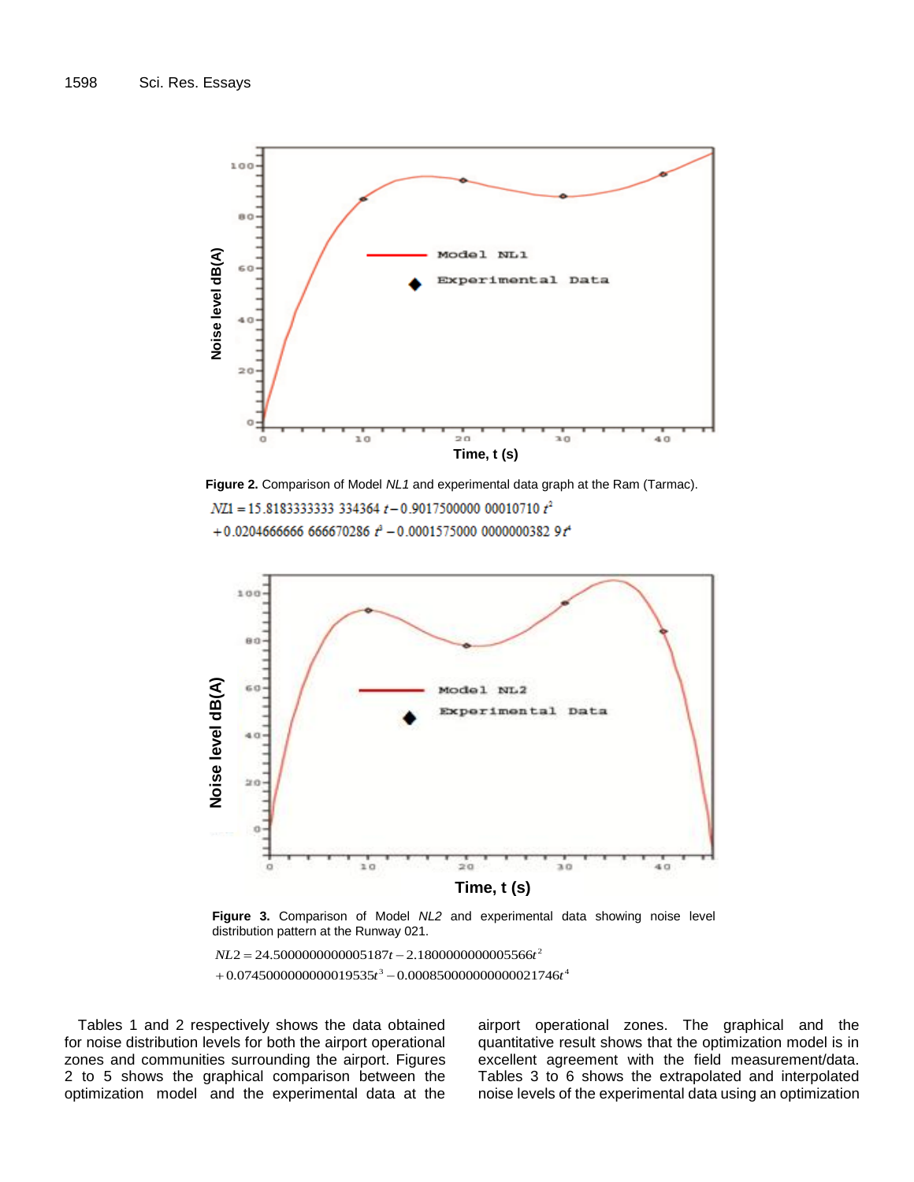**Figure 2.** Comparison of Model *NL1* and experimental data graph at the Ram (Tarmac).

$$NL1 = 15.8183333333\ 334364\ t - 0.9017500000\ 00010710\ t^2$$
$$+ 0.0204666666\ 666670286\ t^3 - 0.0001575000\ 0000000382\ 9t^4$$

**Figure 3.** Comparison of Model *NL2* and experimental data showing noise level distribution pattern at the Runway 021.

$$NL2 = 24.50000000000005187t - 2.1800000000005566t^2$$
$$+ 0.0745000000000019535t^3 - 0.000850000000000021746t^4$$

Tables 1 and 2 respectively shows the data obtained for noise distribution levels for both the airport operational zones and communities surrounding the airport. Figures 2 to 5 shows the graphical comparison between the optimization model and the experimental data at the airport operational zones. The graphical and the quantitative result shows that the optimization model is in excellent agreement with the field measurement/data. Tables 3 to 6 shows the extrapolated and interpolated noise levels of the experimental data using an optimization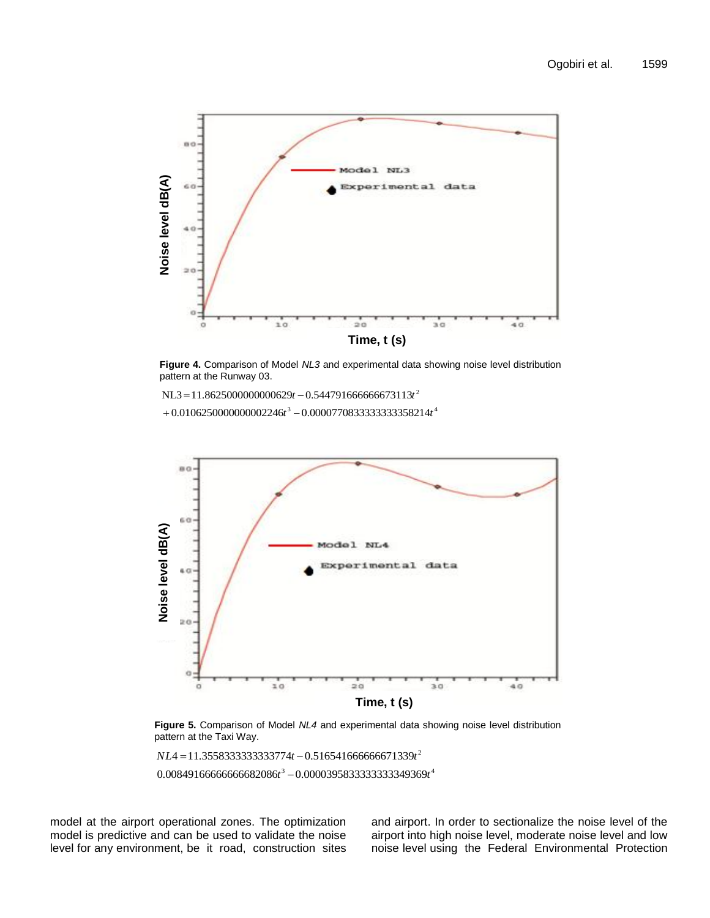**Figure 4.** Comparison of Model *NL3* and experimental data showing noise level distribution pattern at the Runway 03.

$$NL3 = 11.8625000000000629t - 0.544791666666673113t^2 + 0.0106250000000002246t^3 - 0.000077083333333358214t^4$$

**Figure 5.** Comparison of Model *NL4* and experimental data showing noise level distribution pattern at the Taxi Way.

$$NL4 = 11.3558333333333774t - 0.516541666666671339t^2$$
$$0.00849166666666682086t^3 - 0.000039583333333349369t^4$$

model at the airport operational zones. The optimization model is predictive and can be used to validate the noise level for any environment, be it road, construction sites and airport. In order to sectionalize the noise level of the airport into high noise level, moderate noise level and low noise level using the Federal Environmental Protection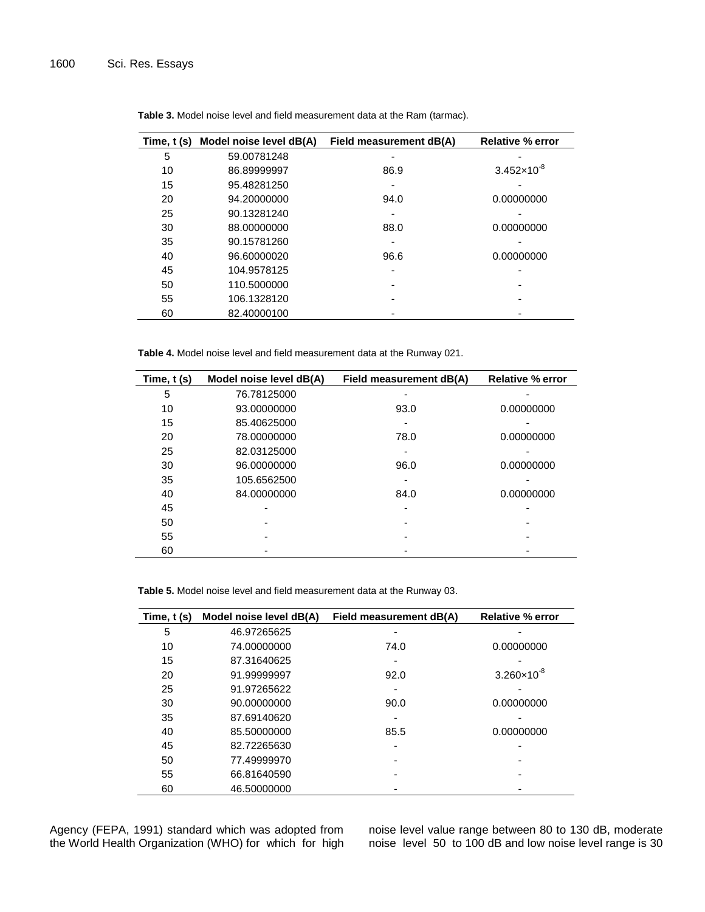**Table 3.** Model noise level and field measurement data at the Ram (tarmac).

| Time, t (s) | Model noise level dB(A) | Field measurement dB(A) | Relative % error |
|---|---|---|---|
| 5 | 59.00781248 | - | - |
| 10 | 86.89999997 | 86.9 | $3.452\times10^{-8}$ |
| 15 | 95.48281250 | - | - |
| 20 | 94.20000000 | 94.0 | 0.00000000 |
| 25 | 90.13281240 | - | - |
| 30 | 88.00000000 | 88.0 | 0.00000000 |
| 35 | 90.15781260 | - | - |
| 40 | 96.60000020 | 96.6 | 0.00000000 |
| 45 | 104.9578125 | - | - |
| 50 | 110.5000000 | - | - |
| 55 | 106.1328120 | - | - |
| 60 | 82.40000100 | - | - |

**Table 4.** Model noise level and field measurement data at the Runway 021.

| Time, t (s) | Model noise level dB(A) | Field measurement dB(A) | Relative % error |
|---|---|---|---|
| 5 | 76.78125000 | - | - |
| 10 | 93.00000000 | 93.0 | 0.00000000 |
| 15 | 85.40625000 | - | - |
| 20 | 78.00000000 | 78.0 | 0.00000000 |
| 25 | 82.03125000 | - | - |
| 30 | 96.00000000 | 96.0 | 0.00000000 |
| 35 | 105.6562500 | - | - |
| 40 | 84.00000000 | 84.0 | 0.00000000 |
| 45 | - | - | - |
| 50 | - | - | - |
| 55 | - | - | - |
| 60 | - | - | - |

**Table 5.** Model noise level and field measurement data at the Runway 03.

| Time, t (s) | Model noise level dB(A) | Field measurement dB(A) | Relative % error |
|---|---|---|---|
| 5 | 46.97265625 | - | - |
| 10 | 74.00000000 | 74.0 | 0.00000000 |
| 15 | 87.31640625 | - | - |
| 20 | 91.99999997 | 92.0 | $3.260\times10^{-8}$ |
| 25 | 91.97265622 | - | - |
| 30 | 90.00000000 | 90.0 | 0.00000000 |
| 35 | 87.69140620 | - | - |
| 40 | 85.50000000 | 85.5 | 0.00000000 |
| 45 | 82.72265630 | - | - |
| 50 | 77.49999970 | - | - |
| 55 | 66.81640590 | - | - |
| 60 | 46.50000000 | - | - |

Agency (FEPA, 1991) standard which was adopted from the World Health Organization (WHO) for which for high noise level value range between 80 to 130 dB, moderate noise level 50 to 100 dB and low noise level range is 30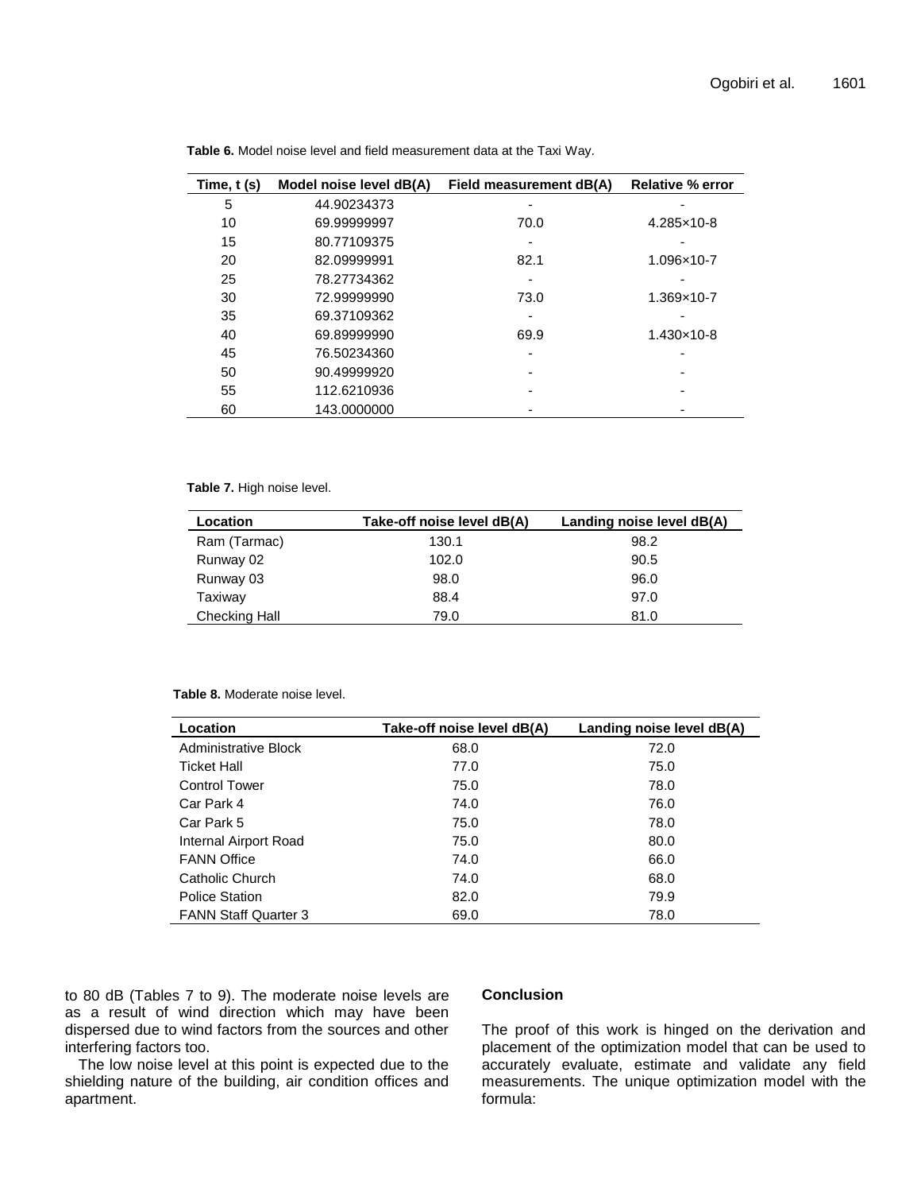**Table 6.** Model noise level and field measurement data at the Taxi Way.

| Time, t (s) | Model noise level dB(A) | Field measurement dB(A) | Relative % error |
|---|---|---|---|
| 5 | 44.90234373 | - | - |
| 10 | 69.99999997 | 70.0 | $4.285\times10^{-8}$ |
| 15 | 80.77109375 | - | - |
| 20 | 82.09999991 | 82.1 | $1.096\times10^{-7}$ |
| 25 | 78.27734362 | - | - |
| 30 | 72.99999990 | 73.0 | $1.369\times10^{-7}$ |
| 35 | 69.37109362 | - | - |
| 40 | 69.89999990 | 69.9 | $1.430\times10^{-8}$ |
| 45 | 76.50234360 | - | - |
| 50 | 90.49999920 | - | - |
| 55 | 112.6210936 | - | - |
| 60 | 143.0000000 | - | - |

**Table 7.** High noise level.

| Location | Take-off noise level dB(A) | Landing noise level dB(A) |
|---|---|---|
| Ram (Tarmac) | 130.1 | 98.2 |
| Runway 02 | 102.0 | 90.5 |
| Runway 03 | 98.0 | 96.0 |
| Taxiway | 88.4 | 97.0 |
| Checking Hall | 79.0 | 81.0 |

**Table 8.** Moderate noise level.

| Location | Take-off noise level dB(A) | Landing noise level dB(A) |
|---|---|---|
| Administrative Block | 68.0 | 72.0 |
| Ticket Hall | 77.0 | 75.0 |
| Control Tower | 75.0 | 78.0 |
| Car Park 4 | 74.0 | 76.0 |
| Car Park 5 | 75.0 | 78.0 |
| Internal Airport Road | 75.0 | 80.0 |
| FANN Office | 74.0 | 66.0 |
| Catholic Church | 74.0 | 68.0 |
| Police Station | 82.0 | 79.9 |
| FANN Staff Quarter 3 | 69.0 | 78.0 |

to 80 dB (Tables 7 to 9). The moderate noise levels are as a result of wind direction which may have been dispersed due to wind factors from the sources and other interfering factors too.

The low noise level at this point is expected due to the shielding nature of the building, air condition offices and apartment.

## Conclusion

The proof of this work is hinged on the derivation and placement of the optimization model that can be used to accurately evaluate, estimate and validate any field measurements. The unique optimization model with the formula: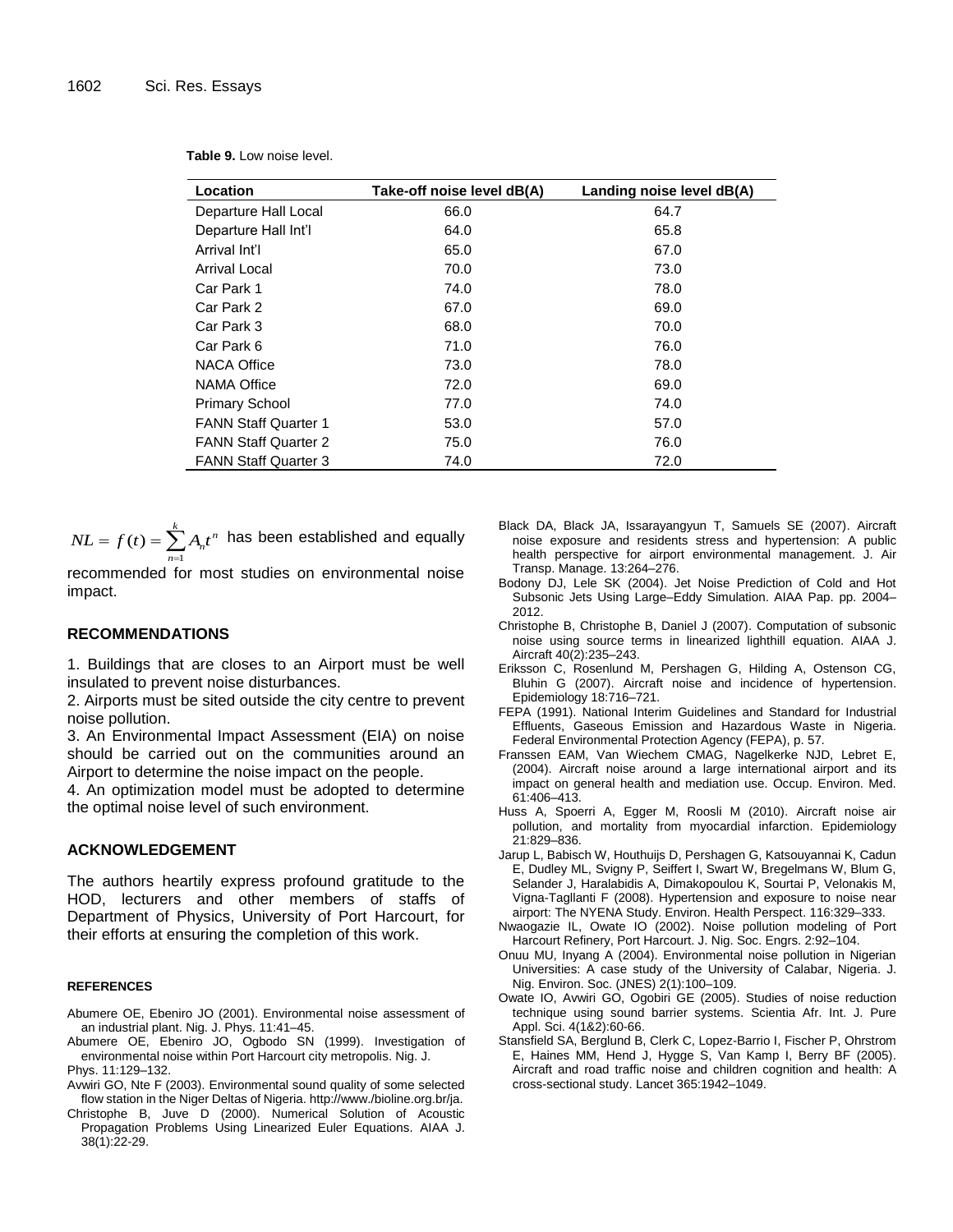**Table 9.** Low noise level.

| Location | Take-off noise level dB(A) | Landing noise level dB(A) |
|---|---|---|
| Departure Hall Local | 66.0 | 64.7 |
| Departure Hall Int'l | 64.0 | 65.8 |
| Arrival Int'l | 65.0 | 67.0 |
| Arrival Local | 70.0 | 73.0 |
| Car Park 1 | 74.0 | 78.0 |
| Car Park 2 | 67.0 | 69.0 |
| Car Park 3 | 68.0 | 70.0 |
| Car Park 6 | 71.0 | 76.0 |
| NACA Office | 73.0 | 78.0 |
| NAMA Office | 72.0 | 69.0 |
| Primary School | 77.0 | 74.0 |
| FANN Staff Quarter 1 | 53.0 | 57.0 |
| FANN Staff Quarter 2 | 75.0 | 76.0 |
| FANN Staff Quarter 3 | 74.0 | 72.0 |

$NL = f(t) = \sum_{n=1}^{k} A_n t^n$ has been established and equally recommended for most studies on environmental noise impact.

## RECOMMENDATIONS

1. Buildings that are closes to an Airport must be well insulated to prevent noise disturbances.
2. Airports must be sited outside the city centre to prevent noise pollution.
3. An Environmental Impact Assessment (EIA) on noise should be carried out on the communities around an Airport to determine the noise impact on the people.
4. An optimization model must be adopted to determine the optimal noise level of such environment.

## ACKNOWLEDGEMENT

The authors heartily express profound gratitude to the HOD, lecturers and other members of staffs of Department of Physics, University of Port Harcourt, for their efforts at ensuring the completion of this work.

## REFERENCES

Abumere OE, Ebeniro JO (2001). Environmental noise assessment of an industrial plant. Nig. J. Phys. 11:41–45.

Abumere OE, Ebeniro JO, Ogbodo SN (1999). Investigation of environmental noise within Port Harcourt city metropolis. Nig. J. Phys. 11:129–132.

Avwiri GO, Nte F (2003). Environmental sound quality of some selected flow station in the Niger Deltas of Nigeria. http://www./bioline.org.br/ja.

Christophe B, Juve D (2000). Numerical Solution of Acoustic Propagation Problems Using Linearized Euler Equations. AIAA J. 38(1):22-29.

Black DA, Black JA, Issarayangyun T, Samuels SE (2007). Aircraft noise exposure and residents stress and hypertension: A public health perspective for airport environmental management. J. Air Transp. Manage. 13:264–276.

Bodony DJ, Lele SK (2004). Jet Noise Prediction of Cold and Hot Subsonic Jets Using Large–Eddy Simulation. AIAA Pap. pp. 2004–2012.

Christophe B, Christophe B, Daniel J (2007). Computation of subsonic noise using source terms in linearized lighthill equation. AIAA J. Aircraft 40(2):235–243.

Eriksson C, Rosenlund M, Pershagen G, Hilding A, Ostenson CG, Bluhin G (2007). Aircraft noise and incidence of hypertension. Epidemiology 18:716–721.

FEPA (1991). National Interim Guidelines and Standard for Industrial Effluents, Gaseous Emission and Hazardous Waste in Nigeria. Federal Environmental Protection Agency (FEPA), p. 57.

Franssen EAM, Van Wiechem CMAG, Nagelkerke NJD, Lebret E, (2004). Aircraft noise around a large international airport and its impact on general health and mediation use. Occup. Environ. Med. 61:406–413.

Huss A, Spoerri A, Egger M, Roosli M (2010). Aircraft noise air pollution, and mortality from myocardial infarction. Epidemiology 21:829–836.

Jarup L, Babisch W, Houthuijs D, Pershagen G, Katsouyannai K, Cadun E, Dudley ML, Svigny P, Seiffert I, Swart W, Bregelmans W, Blum G, Selander J, Haralabidis A, Dimakopoulou K, Sourtai P, Velonakis M, Vigna-Tagllanti F (2008). Hypertension and exposure to noise near airport: The NYENA Study. Environ. Health Perspect. 116:329–333.

Nwaogazie IL, Owate IO (2002). Noise pollution modeling of Port Harcourt Refinery, Port Harcourt. J. Nig. Soc. Engrs. 2:92–104.

Onuu MU, Inyang A (2004). Environmental noise pollution in Nigerian Universities: A case study of the University of Calabar, Nigeria. J. Nig. Environ. Soc. (JNES) 2(1):100–109.

Owate IO, Avwiri GO, Ogobiri GE (2005). Studies of noise reduction technique using sound barrier systems. Scientia Afr. Int. J. Pure Appl. Sci. 4(1&2):60-66.

Stansfield SA, Berglund B, Clerk C, Lopez-Barrio I, Fischer P, Ohrstrom E, Haines MM, Hend J, Hygge S, Van Kamp I, Berry BF (2005). Aircraft and road traffic noise and children cognition and health: A cross-sectional study. Lancet 365:1942–1049.